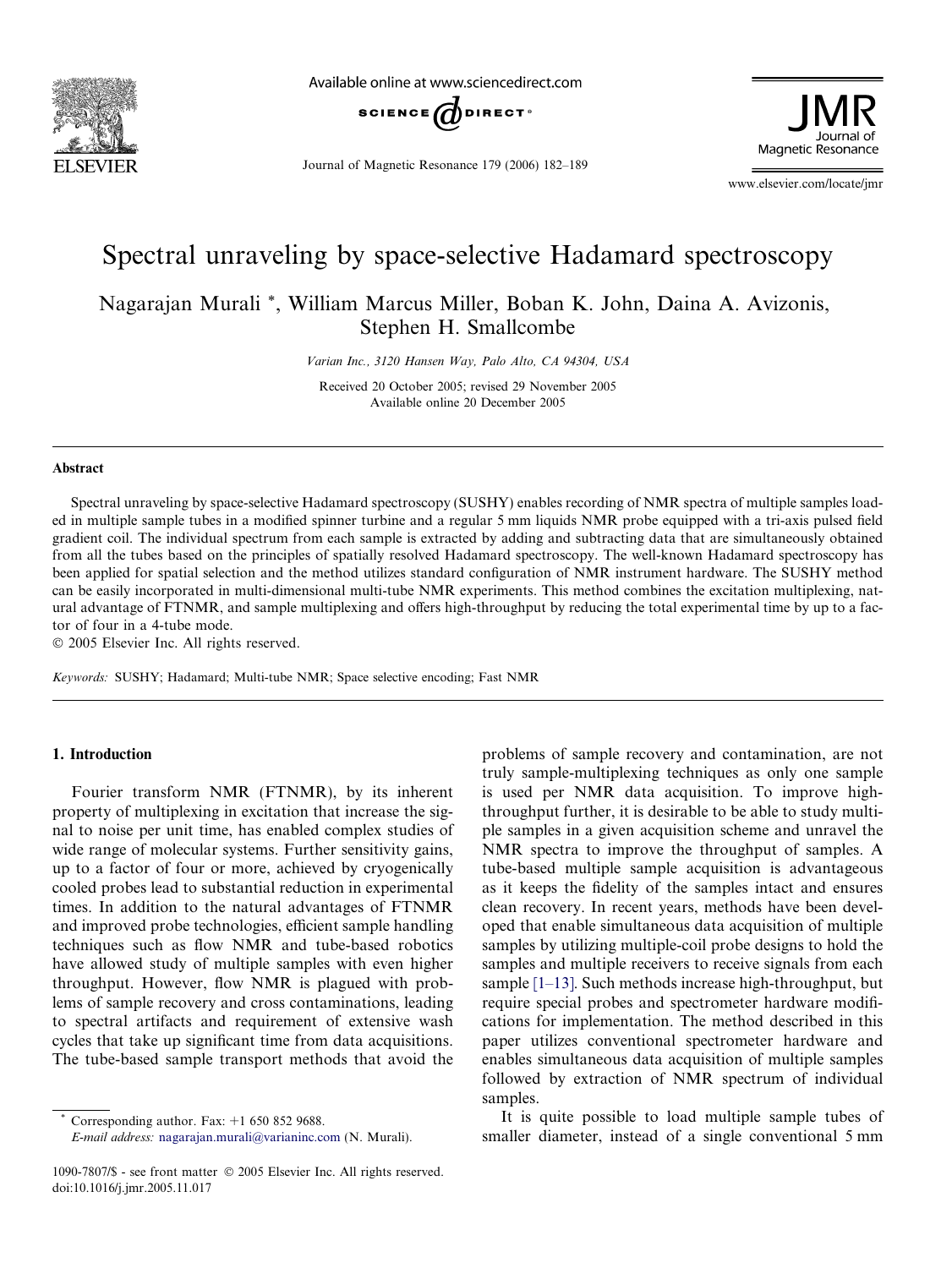# Spectral unraveling by space-selective Hadamard spectroscopy

Nagarajan Murali *, William Marcus Miller, Boban K. John, Daina A. Avizonis, Stephen H. Smallcombe

*Varian Inc., 3120 Hansen Way, Palo Alto, CA 94304, USA*

Received 20 October 2005; revised 29 November 2005
Available online 20 December 2005

## Abstract

Spectral unraveling by space-selective Hadamard spectroscopy (SUSHY) enables recording of NMR spectra of multiple samples loaded in multiple sample tubes in a modified spinner turbine and a regular 5 mm liquids NMR probe equipped with a tri-axis pulsed field gradient coil. The individual spectrum from each sample is extracted by adding and subtracting data that are simultaneously obtained from all the tubes based on the principles of spatially resolved Hadamard spectroscopy. The well-known Hadamard spectroscopy has been applied for spatial selection and the method utilizes standard configuration of NMR instrument hardware. The SUSHY method can be easily incorporated in multi-dimensional multi-tube NMR experiments. This method combines the excitation multiplexing, natural advantage of FTNMR, and sample multiplexing and offers high-throughput by reducing the total experimental time by up to a factor of four in a 4-tube mode.

© 2005 Elsevier Inc. All rights reserved.

*Keywords:* SUSHY; Hadamard; Multi-tube NMR; Space selective encoding; Fast NMR

## 1. Introduction

Fourier transform NMR (FTNMR), by its inherent property of multiplexing in excitation that increase the signal to noise per unit time, has enabled complex studies of wide range of molecular systems. Further sensitivity gains, up to a factor of four or more, achieved by cryogenically cooled probes lead to substantial reduction in experimental times. In addition to the natural advantages of FTNMR and improved probe technologies, efficient sample handling techniques such as flow NMR and tube-based robotics have allowed study of multiple samples with even higher throughput. However, flow NMR is plagued with problems of sample recovery and cross contaminations, leading to spectral artifacts and requirement of extensive wash cycles that take up significant time from data acquisitions. The tube-based sample transport methods that avoid the problems of sample recovery and contamination, are not truly sample-multiplexing techniques as only one sample is used per NMR data acquisition. To improve high-throughput further, it is desirable to be able to study multiple samples in a given acquisition scheme and unravel the NMR spectra to improve the throughput of samples. A tube-based multiple sample acquisition is advantageous as it keeps the fidelity of the samples intact and ensures clean recovery. In recent years, methods have been developed that enable simultaneous data acquisition of multiple samples by utilizing multiple-coil probe designs to hold the samples and multiple receivers to receive signals from each sample [1–13]. Such methods increase high-throughput, but require special probes and spectrometer hardware modifications for implementation. The method described in this paper utilizes conventional spectrometer hardware and enables simultaneous data acquisition of multiple samples followed by extraction of NMR spectrum of individual samples.

It is quite possible to load multiple sample tubes of smaller diameter, instead of a single conventional 5 mm

---

* Corresponding author. Fax: +1 650 852 9688.
*E-mail address:* nagarajan.murali@varianinc.com (N. Murali).

1090-7807/$ - see front matter © 2005 Elsevier Inc. All rights reserved.
doi:10.1016/j.jmr.2005.11.017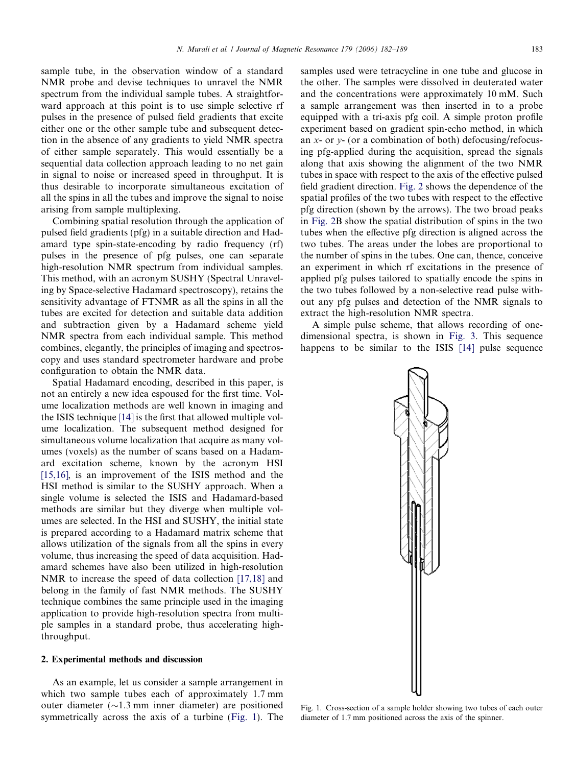sample tube, in the observation window of a standard NMR probe and devise techniques to unravel the NMR spectrum from the individual sample tubes. A straightforward approach at this point is to use simple selective rf pulses in the presence of pulsed field gradients that excite either one or the other sample tube and subsequent detection in the absence of any gradients to yield NMR spectra of either sample separately. This would essentially be a sequential data collection approach leading to no net gain in signal to noise or increased speed in throughput. It is thus desirable to incorporate simultaneous excitation of all the spins in all the tubes and improve the signal to noise arising from sample multiplexing.

Combining spatial resolution through the application of pulsed field gradients (pfg) in a suitable direction and Hadamard type spin-state-encoding by radio frequency (rf) pulses in the presence of pfg pulses, one can separate high-resolution NMR spectrum from individual samples. This method, with an acronym SUSHY (Spectral Unraveling by Space-selective Hadamard spectroscopy), retains the sensitivity advantage of FTNMR as all the spins in all the tubes are excited for detection and suitable data addition and subtraction given by a Hadamard scheme yield NMR spectra from each individual sample. This method combines, elegantly, the principles of imaging and spectroscopy and uses standard spectrometer hardware and probe configuration to obtain the NMR data.

Spatial Hadamard encoding, described in this paper, is not an entirely a new idea espoused for the first time. Volume localization methods are well known in imaging and the ISIS technique [14] is the first that allowed multiple volume localization. The subsequent method designed for simultaneous volume localization that acquire as many volumes (voxels) as the number of scans based on a Hadamard excitation scheme, known by the acronym HSI [15,16], is an improvement of the ISIS method and the HSI method is similar to the SUSHY approach. When a single volume is selected the ISIS and Hadamard-based methods are similar but they diverge when multiple volumes are selected. In the HSI and SUSHY, the initial state is prepared according to a Hadamard matrix scheme that allows utilization of the signals from all the spins in every volume, thus increasing the speed of data acquisition. Hadamard schemes have also been utilized in high-resolution NMR to increase the speed of data collection [17,18] and belong in the family of fast NMR methods. The SUSHY technique combines the same principle used in the imaging application to provide high-resolution spectra from multiple samples in a standard probe, thus accelerating high-throughput.

## 2. Experimental methods and discussion

As an example, let us consider a sample arrangement in which two sample tubes each of approximately 1.7 mm outer diameter (~1.3 mm inner diameter) are positioned symmetrically across the axis of a turbine (Fig. 1). The samples used were tetracycline in one tube and glucose in the other. The samples were dissolved in deuterated water and the concentrations were approximately 10 mM. Such a sample arrangement was then inserted in to a probe equipped with a tri-axis pfg coil. A simple proton profile experiment based on gradient spin-echo method, in which an *x*- or *y*- (or a combination of both) defocusing/refocusing pfg-applied during the acquisition, spread the signals along that axis showing the alignment of the two NMR tubes in space with respect to the axis of the effective pulsed field gradient direction. Fig. 2 shows the dependence of the spatial profiles of the two tubes with respect to the effective pfg direction (shown by the arrows). The two broad peaks in Fig. 2B show the spatial distribution of spins in the two tubes when the effective pfg direction is aligned across the two tubes. The areas under the lobes are proportional to the number of spins in the tubes. One can, thence, conceive an experiment in which rf excitations in the presence of applied pfg pulses tailored to spatially encode the spins in the two tubes followed by a non-selective read pulse without any pfg pulses and detection of the NMR signals to extract the high-resolution NMR spectra.

A simple pulse scheme, that allows recording of one-dimensional spectra, is shown in Fig. 3. This sequence happens to be similar to the ISIS [14] pulse sequence

Fig. 1. Cross-section of a sample holder showing two tubes of each outer diameter of 1.7 mm positioned across the axis of the spinner.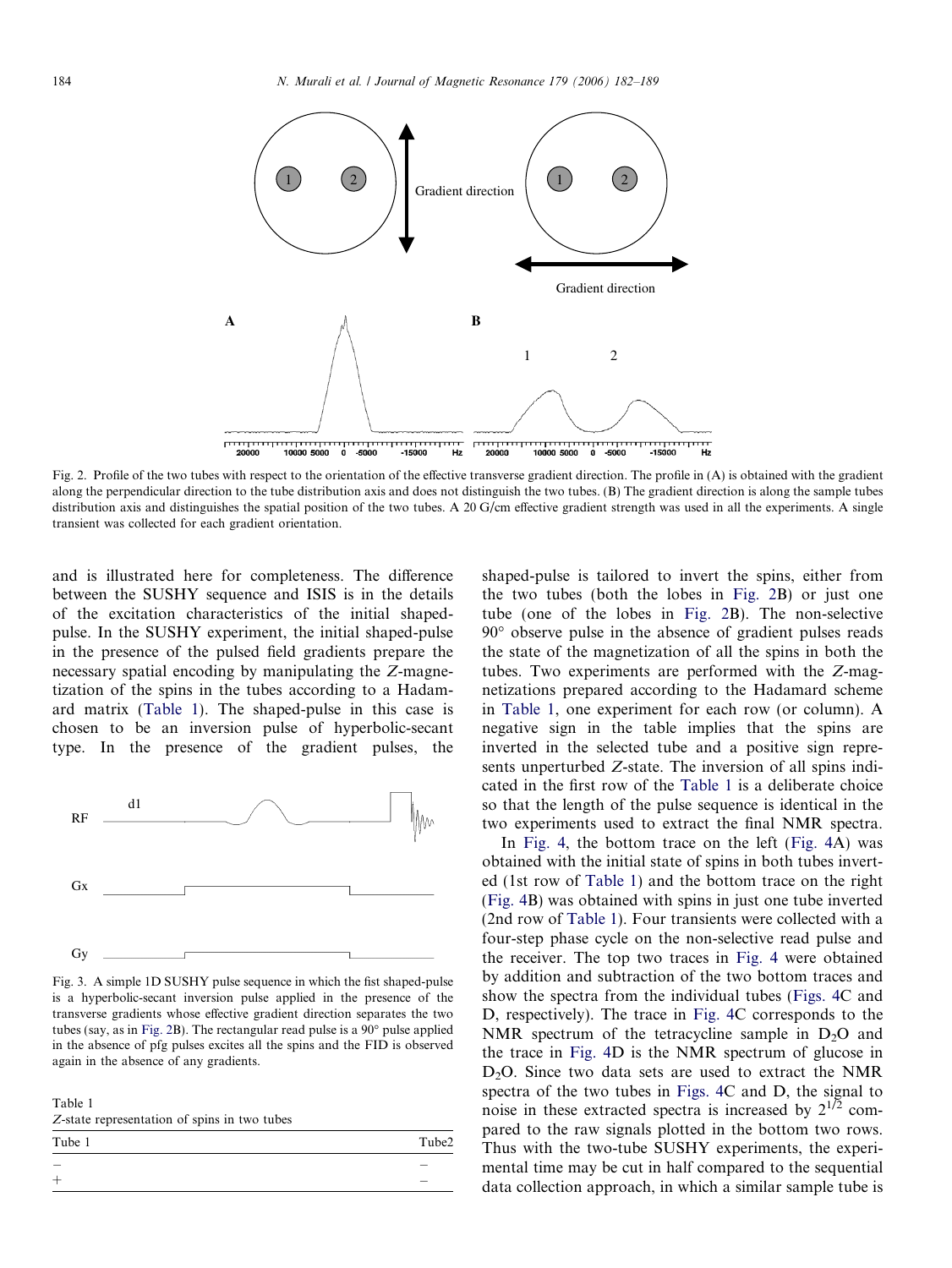Fig. 2. Profile of the two tubes with respect to the orientation of the effective transverse gradient direction. The profile in (A) is obtained with the gradient along the perpendicular direction to the tube distribution axis and does not distinguish the two tubes. (B) The gradient direction is along the sample tubes distribution axis and distinguishes the spatial position of the two tubes. A 20 G/cm effective gradient strength was used in all the experiments. A single transient was collected for each gradient orientation.

and is illustrated here for completeness. The difference between the SUSHY sequence and ISIS is in the details of the excitation characteristics of the initial shaped-pulse. In the SUSHY experiment, the initial shaped-pulse in the presence of the pulsed field gradients prepare the necessary spatial encoding by manipulating the *Z*-magnetization of the spins in the tubes according to a Hadamard matrix (Table 1). The shaped-pulse in this case is chosen to be an inversion pulse of hyperbolic-secant type. In the presence of the gradient pulses, the shaped-pulse is tailored to invert the spins, either from the two tubes (both the lobes in Fig. 2B) or just one tube (one of the lobes in Fig. 2B). The non-selective 90° observe pulse in the absence of gradient pulses reads the state of the magnetization of all the spins in both the tubes. Two experiments are performed with the *Z*-magnetizations prepared according to the Hadamard scheme in Table 1, one experiment for each row (or column). A negative sign in the table implies that the spins are inverted in the selected tube and a positive sign represents unperturbed *Z*-state. The inversion of all spins indicated in the first row of the Table 1 is a deliberate choice so that the length of the pulse sequence is identical in the two experiments used to extract the final NMR spectra.

Fig. 3. A simple 1D SUSHY pulse sequence in which the fist shaped-pulse is a hyperbolic-secant inversion pulse applied in the presence of the transverse gradients whose effective gradient direction separates the two tubes (say, as in Fig. 2B). The rectangular read pulse is a 90° pulse applied in the absence of pfg pulses excites all the spins and the FID is observed again in the absence of any gradients.

Table 1
*Z*-state representation of spins in two tubes

| Tube 1 | Tube2 |
|---|---|
| − | − |
| + | − |

In Fig. 4, the bottom trace on the left (Fig. 4A) was obtained with the initial state of spins in both tubes inverted (1st row of Table 1) and the bottom trace on the right (Fig. 4B) was obtained with spins in just one tube inverted (2nd row of Table 1). Four transients were collected with a four-step phase cycle on the non-selective read pulse and the receiver. The top two traces in Fig. 4 were obtained by addition and subtraction of the two bottom traces and show the spectra from the individual tubes (Figs. 4C and D, respectively). The trace in Fig. 4C corresponds to the NMR spectrum of the tetracycline sample in $D_2O$ and the trace in Fig. 4D is the NMR spectrum of glucose in $D_2O$. Since two data sets are used to extract the NMR spectra of the two tubes in Figs. 4C and D, the signal to noise in these extracted spectra is increased by $2^{1/2}$ compared to the raw signals plotted in the bottom two rows. Thus with the two-tube SUSHY experiments, the experimental time may be cut in half compared to the sequential data collection approach, in which a similar sample tube is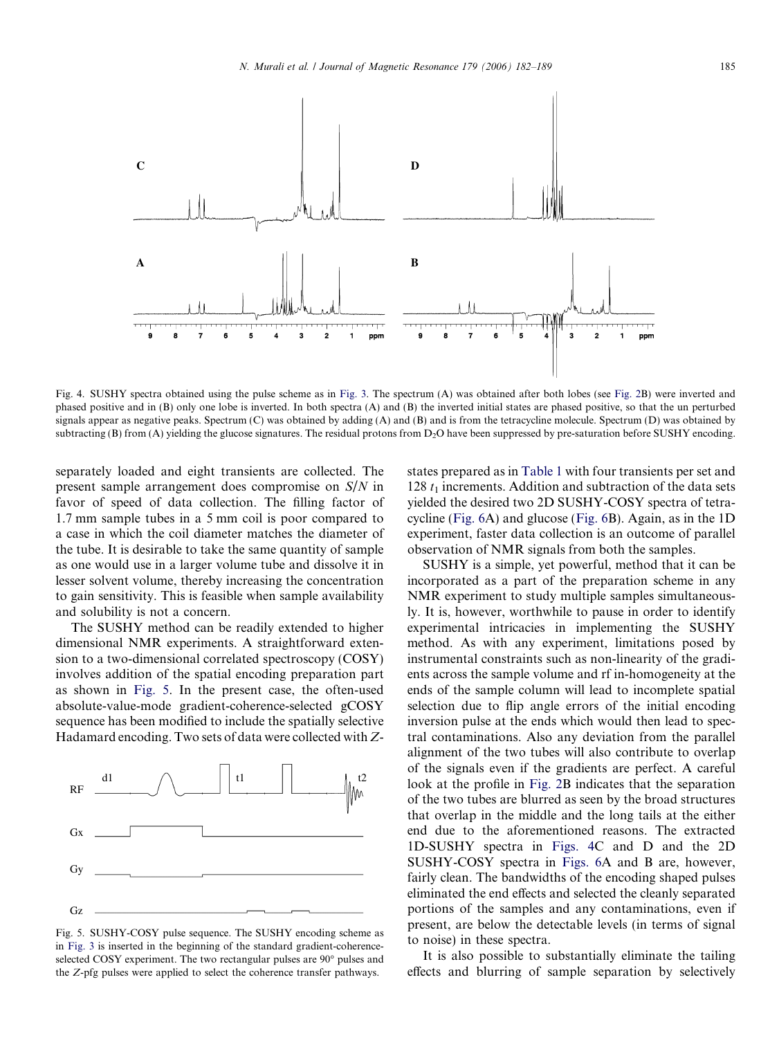Fig. 4. SUSHY spectra obtained using the pulse scheme as in Fig. 3. The spectrum (A) was obtained after both lobes (see Fig. 2B) were inverted and phased positive and in (B) only one lobe is inverted. In both spectra (A) and (B) the inverted initial states are phased positive, so that the un perturbed signals appear as negative peaks. Spectrum (C) was obtained by adding (A) and (B) and is from the tetracycline molecule. Spectrum (D) was obtained by subtracting (B) from (A) yielding the glucose signatures. The residual protons from $D_2O$ have been suppressed by pre-saturation before SUSHY encoding.

separately loaded and eight transients are collected. The present sample arrangement does compromise on $S/N$ in favor of speed of data collection. The filling factor of 1.7 mm sample tubes in a 5 mm coil is poor compared to a case in which the coil diameter matches the diameter of the tube. It is desirable to take the same quantity of sample as one would use in a larger volume tube and dissolve it in lesser solvent volume, thereby increasing the concentration to gain sensitivity. This is feasible when sample availability and solubility is not a concern.

The SUSHY method can be readily extended to higher dimensional NMR experiments. A straightforward extension to a two-dimensional correlated spectroscopy (COSY) involves addition of the spatial encoding preparation part as shown in Fig. 5. In the present case, the often-used absolute-value-mode gradient-coherence-selected gCOSY sequence has been modified to include the spatially selective Hadamard encoding. Two sets of data were collected with $Z$-states prepared as in Table 1 with four transients per set and 128 $t_1$ increments. Addition and subtraction of the data sets yielded the desired two 2D SUSHY-COSY spectra of tetracycline (Fig. 6A) and glucose (Fig. 6B). Again, as in the 1D experiment, faster data collection is an outcome of parallel observation of NMR signals from both the samples.

Fig. 5. SUSHY-COSY pulse sequence. The SUSHY encoding scheme as in Fig. 3 is inserted in the beginning of the standard gradient-coherence-selected COSY experiment. The two rectangular pulses are 90° pulses and the $Z$-pfg pulses were applied to select the coherence transfer pathways.

SUSHY is a simple, yet powerful, method that it can be incorporated as a part of the preparation scheme in any NMR experiment to study multiple samples simultaneously. It is, however, worthwhile to pause in order to identify experimental intricacies in implementing the SUSHY method. As with any experiment, limitations posed by instrumental constraints such as non-linearity of the gradients across the sample volume and rf in-homogeneity at the ends of the sample column will lead to incomplete spatial selection due to flip angle errors of the initial encoding inversion pulse at the ends which would then lead to spectral contaminations. Also any deviation from the parallel alignment of the two tubes will also contribute to overlap of the signals even if the gradients are perfect. A careful look at the profile in Fig. 2B indicates that the separation of the two tubes are blurred as seen by the broad structures that overlap in the middle and the long tails at the either end due to the aforementioned reasons. The extracted 1D-SUSHY spectra in Figs. 4C and D and the 2D SUSHY-COSY spectra in Figs. 6A and B are, however, fairly clean. The bandwidths of the encoding shaped pulses eliminated the end effects and selected the cleanly separated portions of the samples and any contaminations, even if present, are below the detectable levels (in terms of signal to noise) in these spectra.

It is also possible to substantially eliminate the tailing effects and blurring of sample separation by selectively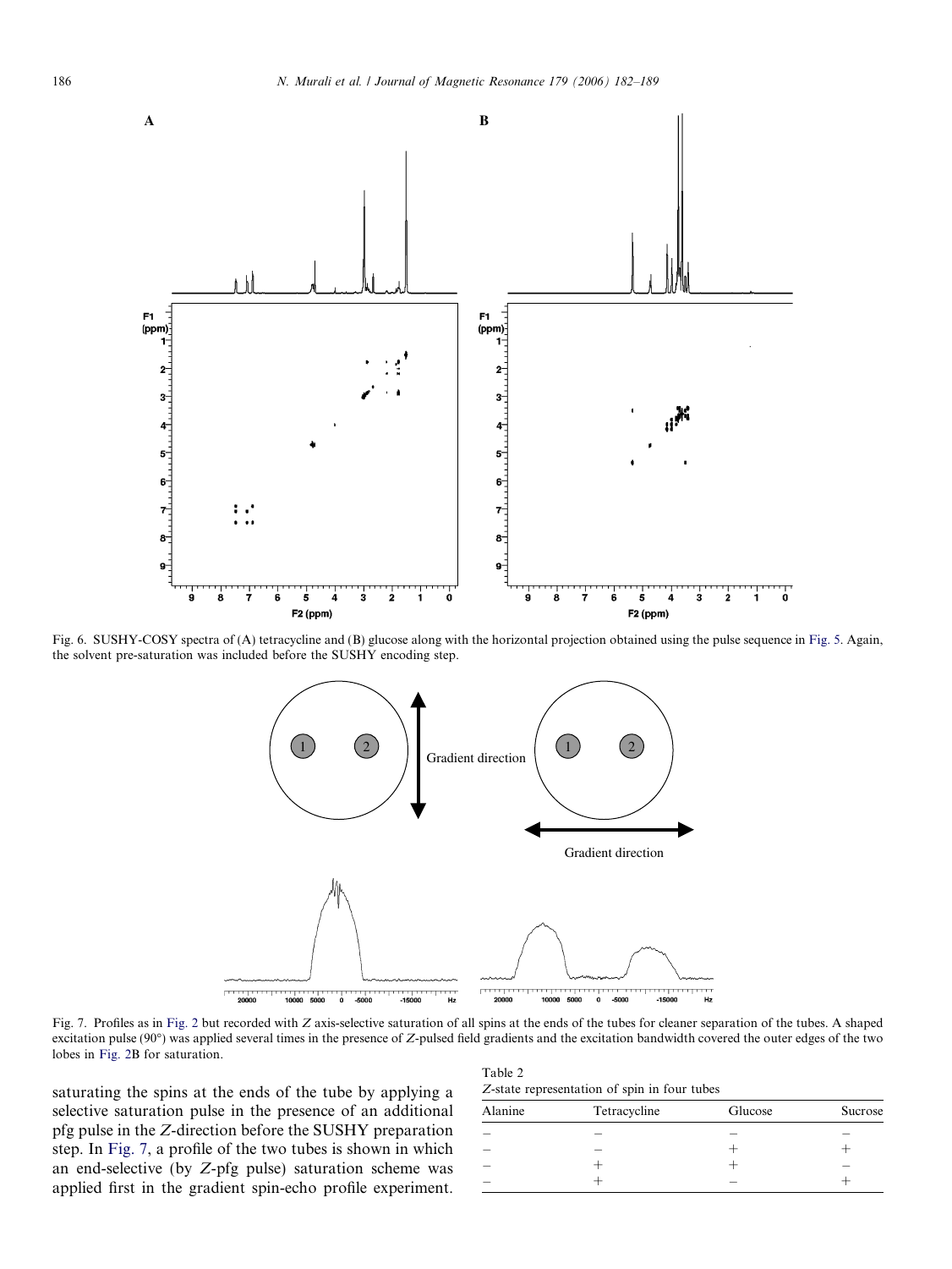Fig. 6. SUSHY-COSY spectra of (A) tetracycline and (B) glucose along with the horizontal projection obtained using the pulse sequence in Fig. 5. Again, the solvent pre-saturation was included before the SUSHY encoding step.

Fig. 7. Profiles as in Fig. 2 but recorded with $Z$ axis-selective saturation of all spins at the ends of the tubes for cleaner separation of the tubes. A shaped excitation pulse (90°) was applied several times in the presence of $Z$-pulsed field gradients and the excitation bandwidth covered the outer edges of the two lobes in Fig. 2B for saturation.

saturating the spins at the ends of the tube by applying a selective saturation pulse in the presence of an additional pfg pulse in the $Z$-direction before the SUSHY preparation step. In Fig. 7, a profile of the two tubes is shown in which an end-selective (by $Z$-pfg pulse) saturation scheme was applied first in the gradient spin-echo profile experiment.

Table 2
$Z$-state representation of spin in four tubes

| Alanine | Tetracycline | Glucose | Sucrose |
|---|---|---|---|
| − | − | − | − |
| − | − | + | + |
| − | + | + | − |
| − | + | − | + |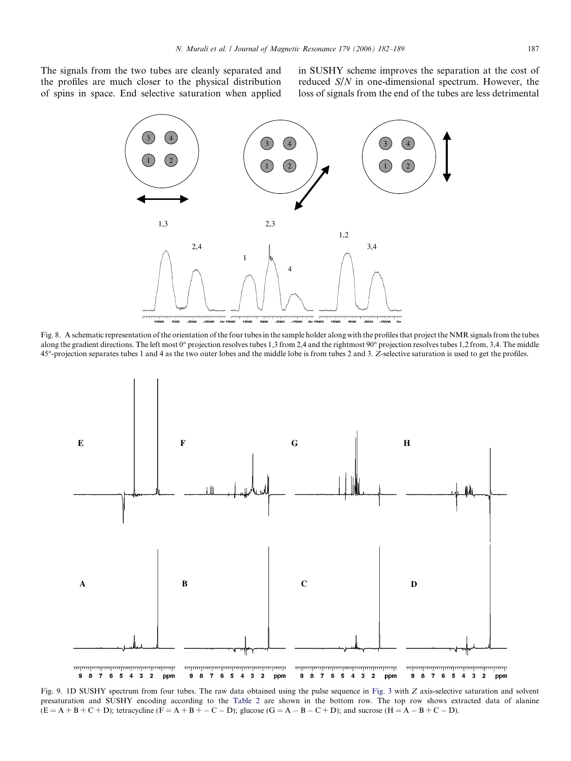The signals from the two tubes are cleanly separated and the profiles are much closer to the physical distribution of spins in space. End selective saturation when applied in SUSHY scheme improves the separation at the cost of reduced $S/N$ in one-dimensional spectrum. However, the loss of signals from the end of the tubes are less detrimental

Fig. 8. A schematic representation of the orientation of the four tubes in the sample holder along with the profiles that project the NMR signals from the tubes along the gradient directions. The left most 0° projection resolves tubes 1,3 from 2,4 and the rightmost 90° projection resolves tubes 1,2 from, 3,4. The middle 45°-projection separates tubes 1 and 4 as the two outer lobes and the middle lobe is from tubes 2 and 3. $Z$-selective saturation is used to get the profiles.

Fig. 9. 1D SUSHY spectrum from four tubes. The raw data obtained using the pulse sequence in Fig. 3 with $Z$ axis-selective saturation and solvent presaturation and SUSHY encoding according to the Table 2 are shown in the bottom row. The top row shows extracted data of alanine ($E = A + B + C + D$); tetracycline ($F = A + B + - C - D$); glucose ($G = A - B - C + D$); and sucrose ($H = A - B + C - D$).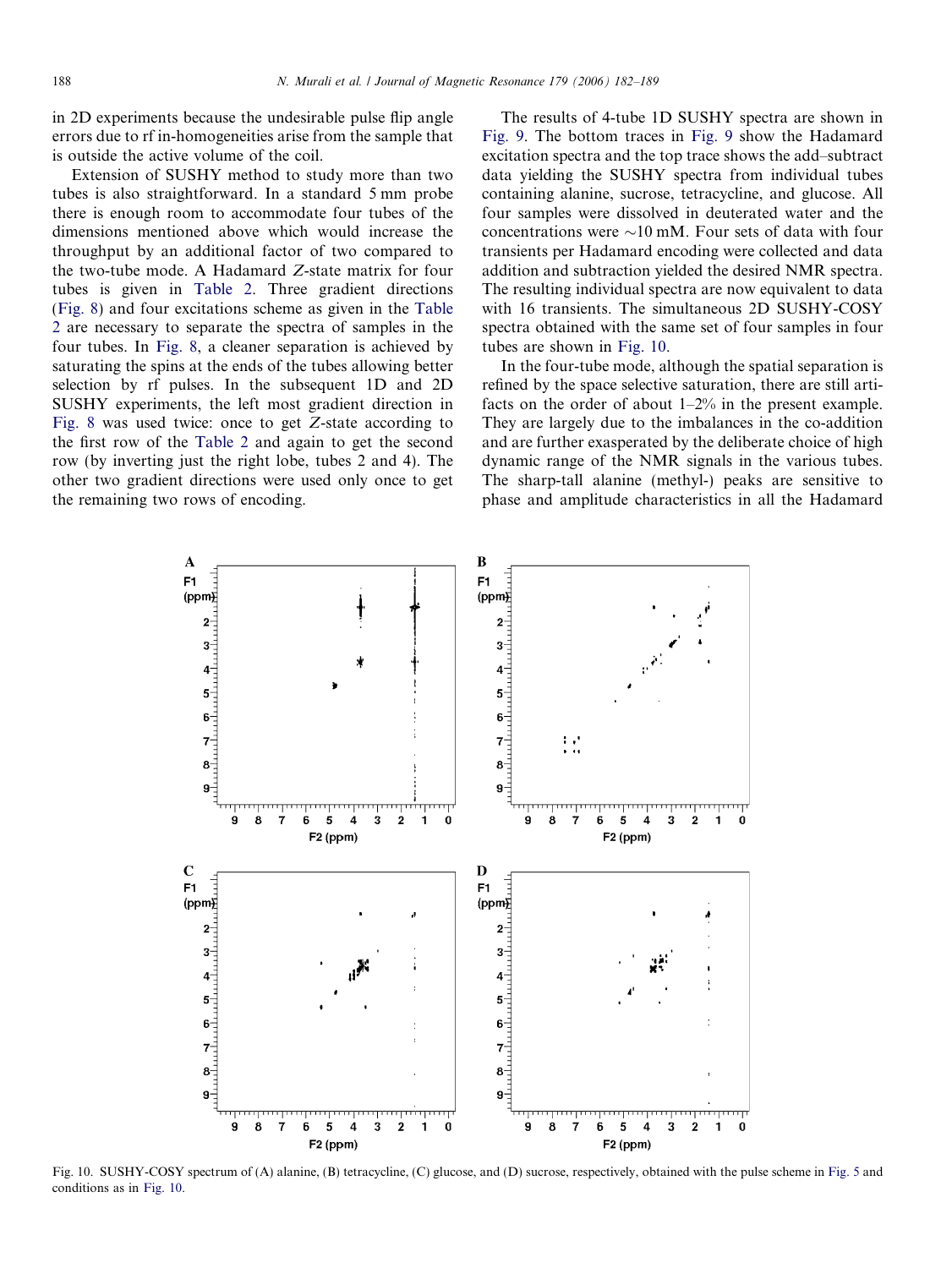in 2D experiments because the undesirable pulse flip angle errors due to rf in-homogeneities arise from the sample that is outside the active volume of the coil.

Extension of SUSHY method to study more than two tubes is also straightforward. In a standard 5 mm probe there is enough room to accommodate four tubes of the dimensions mentioned above which would increase the throughput by an additional factor of two compared to the two-tube mode. A Hadamard $Z$-state matrix for four tubes is given in Table 2. Three gradient directions (Fig. 8) and four excitations scheme as given in the Table 2 are necessary to separate the spectra of samples in the four tubes. In Fig. 8, a cleaner separation is achieved by saturating the spins at the ends of the tubes allowing better selection by rf pulses. In the subsequent 1D and 2D SUSHY experiments, the left most gradient direction in Fig. 8 was used twice: once to get $Z$-state according to the first row of the Table 2 and again to get the second row (by inverting just the right lobe, tubes 2 and 4). The other two gradient directions were used only once to get the remaining two rows of encoding.

The results of 4-tube 1D SUSHY spectra are shown in Fig. 9. The bottom traces in Fig. 9 show the Hadamard excitation spectra and the top trace shows the add–subtract data yielding the SUSHY spectra from individual tubes containing alanine, sucrose, tetracycline, and glucose. All four samples were dissolved in deuterated water and the concentrations were ~10 mM. Four sets of data with four transients per Hadamard encoding were collected and data addition and subtraction yielded the desired NMR spectra. The resulting individual spectra are now equivalent to data with 16 transients. The simultaneous 2D SUSHY-COSY spectra obtained with the same set of four samples in four tubes are shown in Fig. 10.

In the four-tube mode, although the spatial separation is refined by the space selective saturation, there are still artifacts on the order of about 1–2% in the present example. They are largely due to the imbalances in the co-addition and are further exasperated by the deliberate choice of high dynamic range of the NMR signals in the various tubes. The sharp-tall alanine (methyl-) peaks are sensitive to phase and amplitude characteristics in all the Hadamard

Fig. 10. SUSHY-COSY spectrum of (A) alanine, (B) tetracycline, (C) glucose, and (D) sucrose, respectively, obtained with the pulse scheme in Fig. 5 and conditions as in Fig. 10.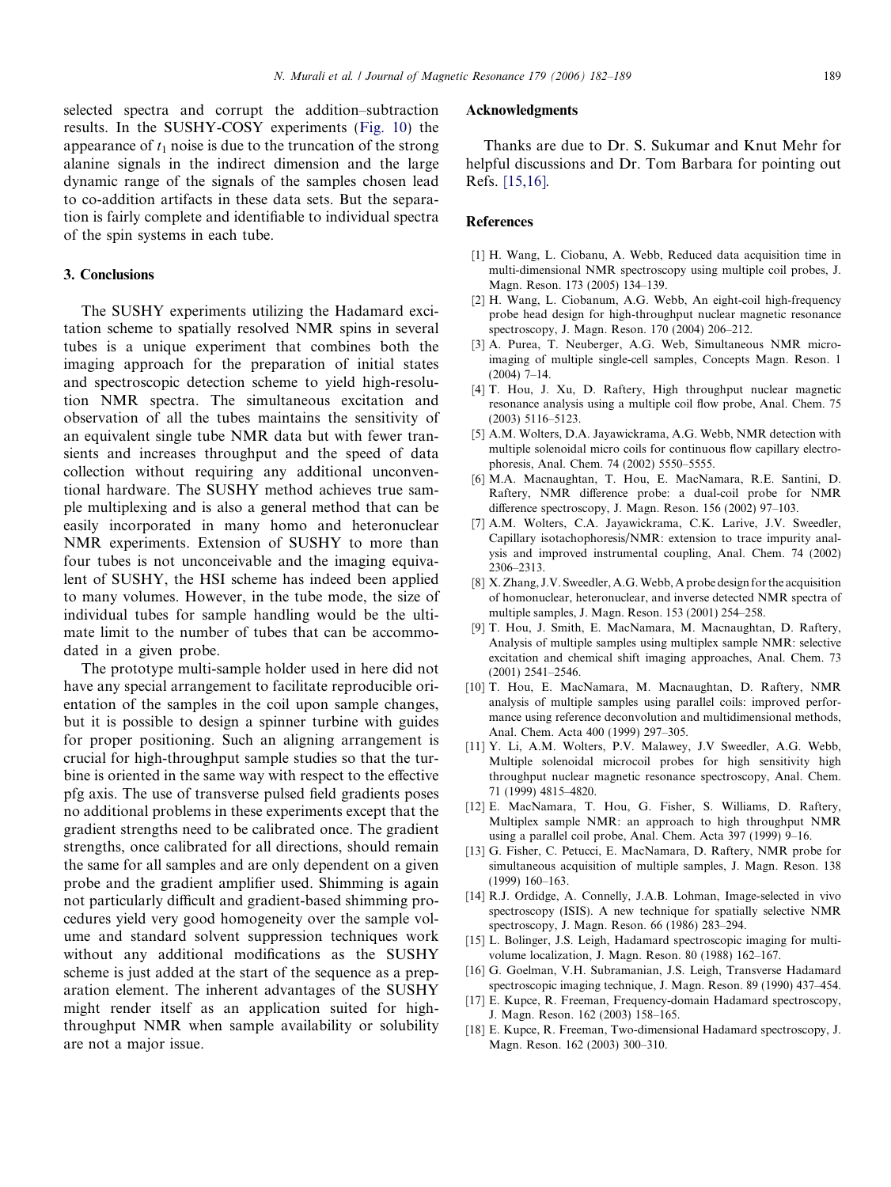selected spectra and corrupt the addition–subtraction results. In the SUSHY-COSY experiments (Fig. 10) the appearance of $t_1$ noise is due to the truncation of the strong alanine signals in the indirect dimension and the large dynamic range of the signals of the samples chosen lead to co-addition artifacts in these data sets. But the separation is fairly complete and identifiable to individual spectra of the spin systems in each tube.

## 3. Conclusions

The SUSHY experiments utilizing the Hadamard excitation scheme to spatially resolved NMR spins in several tubes is a unique experiment that combines both the imaging approach for the preparation of initial states and spectroscopic detection scheme to yield high-resolution NMR spectra. The simultaneous excitation and observation of all the tubes maintains the sensitivity of an equivalent single tube NMR data but with fewer transients and increases throughput and the speed of data collection without requiring any additional unconventional hardware. The SUSHY method achieves true sample multiplexing and is also a general method that can be easily incorporated in many homo and heteronuclear NMR experiments. Extension of SUSHY to more than four tubes is not unconceivable and the imaging equivalent of SUSHY, the HSI scheme has indeed been applied to many volumes. However, in the tube mode, the size of individual tubes for sample handling would be the ultimate limit to the number of tubes that can be accommodated in a given probe.

The prototype multi-sample holder used in here did not have any special arrangement to facilitate reproducible orientation of the samples in the coil upon sample changes, but it is possible to design a spinner turbine with guides for proper positioning. Such an aligning arrangement is crucial for high-throughput sample studies so that the turbine is oriented in the same way with respect to the effective pfg axis. The use of transverse pulsed field gradients poses no additional problems in these experiments except that the gradient strengths need to be calibrated once. The gradient strengths, once calibrated for all directions, should remain the same for all samples and are only dependent on a given probe and the gradient amplifier used. Shimming is again not particularly difficult and gradient-based shimming procedures yield very good homogeneity over the sample volume and standard solvent suppression techniques work without any additional modifications as the SUSHY scheme is just added at the start of the sequence as a preparation element. The inherent advantages of the SUSHY might render itself as an application suited for high-throughput NMR when sample availability or solubility are not a major issue.

## Acknowledgments

Thanks are due to Dr. S. Sukumar and Knut Mehr for helpful discussions and Dr. Tom Barbara for pointing out Refs. [15,16].

## References

[1] H. Wang, L. Ciobanu, A. Webb, Reduced data acquisition time in multi-dimensional NMR spectroscopy using multiple coil probes, J. Magn. Reson. 173 (2005) 134–139.

[2] H. Wang, L. Ciobanum, A.G. Webb, An eight-coil high-frequency probe head design for high-throughput nuclear magnetic resonance spectroscopy, J. Magn. Reson. 170 (2004) 206–212.

[3] A. Purea, T. Neuberger, A.G. Web, Simultaneous NMR microimaging of multiple single-cell samples, Concepts Magn. Reson. 1 (2004) 7–14.

[4] T. Hou, J. Xu, D. Raftery, High throughput nuclear magnetic resonance analysis using a multiple coil flow probe, Anal. Chem. 75 (2003) 5116–5123.

[5] A.M. Wolters, D.A. Jayawickrama, A.G. Webb, NMR detection with multiple solenoidal micro coils for continuous flow capillary electrophoresis, Anal. Chem. 74 (2002) 5550–5555.

[6] M.A. Macnaughtan, T. Hou, E. MacNamara, R.E. Santini, D. Raftery, NMR difference probe: a dual-coil probe for NMR difference spectroscopy, J. Magn. Reson. 156 (2002) 97–103.

[7] A.M. Wolters, C.A. Jayawickrama, C.K. Larive, J.V. Sweedler, Capillary isotachophoresis/NMR: extension to trace impurity analysis and improved instrumental coupling, Anal. Chem. 74 (2002) 2306–2313.

[8] X. Zhang, J.V. Sweedler, A.G. Webb, A probe design for the acquisition of homonuclear, heteronuclear, and inverse detected NMR spectra of multiple samples, J. Magn. Reson. 153 (2001) 254–258.

[9] T. Hou, J. Smith, E. MacNamara, M. Macnaughtan, D. Raftery, Analysis of multiple samples using multiplex sample NMR: selective excitation and chemical shift imaging approaches, Anal. Chem. 73 (2001) 2541–2546.

[10] T. Hou, E. MacNamara, M. Macnaughtan, D. Raftery, NMR analysis of multiple samples using parallel coils: improved performance using reference deconvolution and multidimensional methods, Anal. Chem. Acta 400 (1999) 297–305.

[11] Y. Li, A.M. Wolters, P.V. Malawey, J.V Sweedler, A.G. Webb, Multiple solenoidal microcoil probes for high sensitivity high throughput nuclear magnetic resonance spectroscopy, Anal. Chem. 71 (1999) 4815–4820.

[12] E. MacNamara, T. Hou, G. Fisher, S. Williams, D. Raftery, Multiplex sample NMR: an approach to high throughput NMR using a parallel coil probe, Anal. Chem. Acta 397 (1999) 9–16.

[13] G. Fisher, C. Petucci, E. MacNamara, D. Raftery, NMR probe for simultaneous acquisition of multiple samples, J. Magn. Reson. 138 (1999) 160–163.

[14] R.J. Ordidge, A. Connelly, J.A.B. Lohman, Image-selected in vivo spectroscopy (ISIS). A new technique for spatially selective NMR spectroscopy, J. Magn. Reson. 66 (1986) 283–294.

[15] L. Bolinger, J.S. Leigh, Hadamard spectroscopic imaging for multivolume localization, J. Magn. Reson. 80 (1988) 162–167.

[16] G. Goelman, V.H. Subramanian, J.S. Leigh, Transverse Hadamard spectroscopic imaging technique, J. Magn. Reson. 89 (1990) 437–454.

[17] E. Kupce, R. Freeman, Frequency-domain Hadamard spectroscopy, J. Magn. Reson. 162 (2003) 158–165.

[18] E. Kupce, R. Freeman, Two-dimensional Hadamard spectroscopy, J. Magn. Reson. 162 (2003) 300–310.